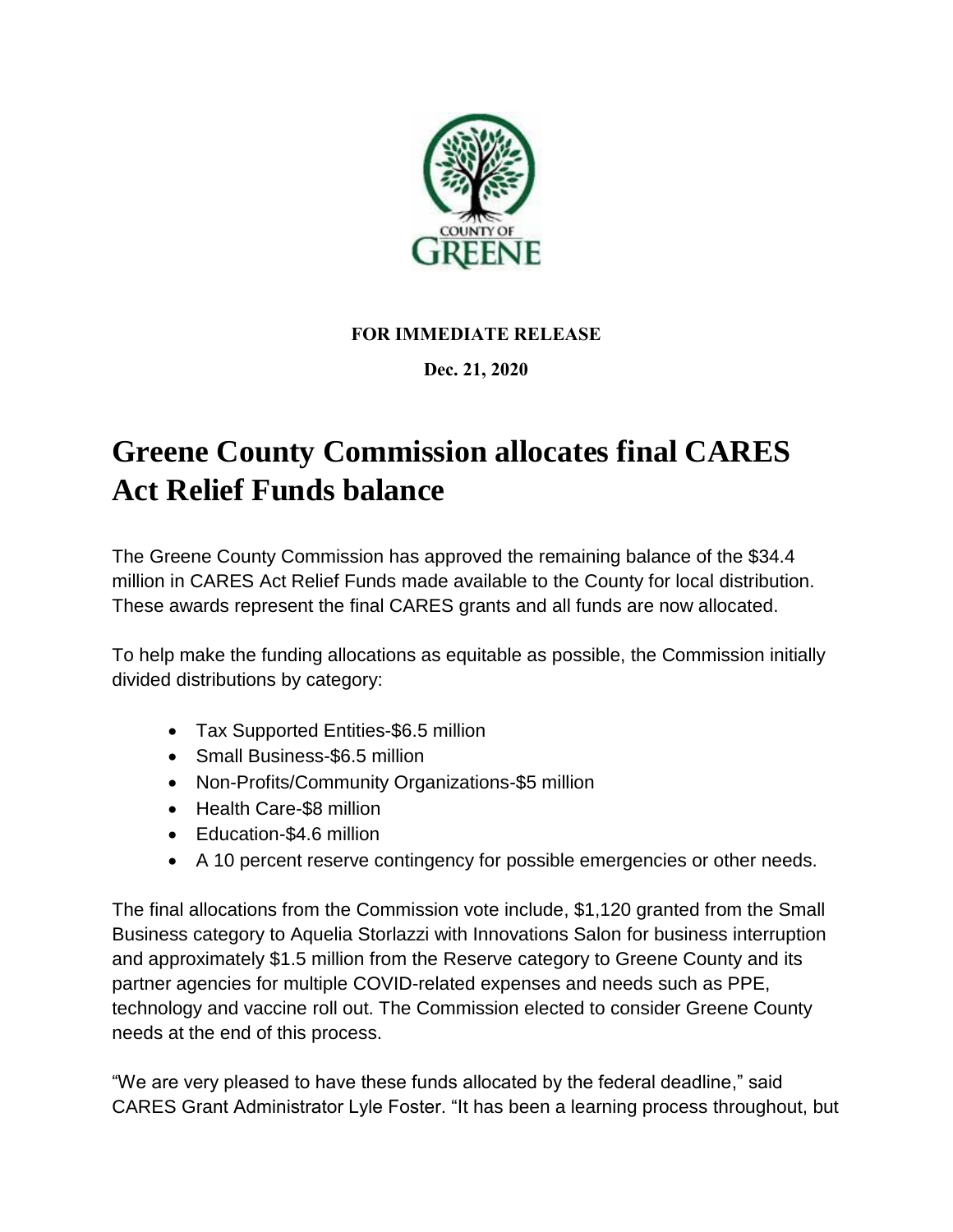COUNTY OF GREENE

**FOR IMMEDIATE RELEASE**

**Dec. 21, 2020**

# Greene County Commission allocates final CARES Act Relief Funds balance

The Greene County Commission has approved the remaining balance of the $34.4 million in CARES Act Relief Funds made available to the County for local distribution. These awards represent the final CARES grants and all funds are now allocated.

To help make the funding allocations as equitable as possible, the Commission initially divided distributions by category:

- Tax Supported Entities-$6.5 million
- Small Business-$6.5 million
- Non-Profits/Community Organizations-$5 million
- Health Care-$8 million
- Education-$4.6 million
- A 10 percent reserve contingency for possible emergencies or other needs.

The final allocations from the Commission vote include, $1,120 granted from the Small Business category to Aquelia Storlazzi with Innovations Salon for business interruption and approximately $1.5 million from the Reserve category to Greene County and its partner agencies for multiple COVID-related expenses and needs such as PPE, technology and vaccine roll out. The Commission elected to consider Greene County needs at the end of this process.

"We are very pleased to have these funds allocated by the federal deadline," said CARES Grant Administrator Lyle Foster. "It has been a learning process throughout, but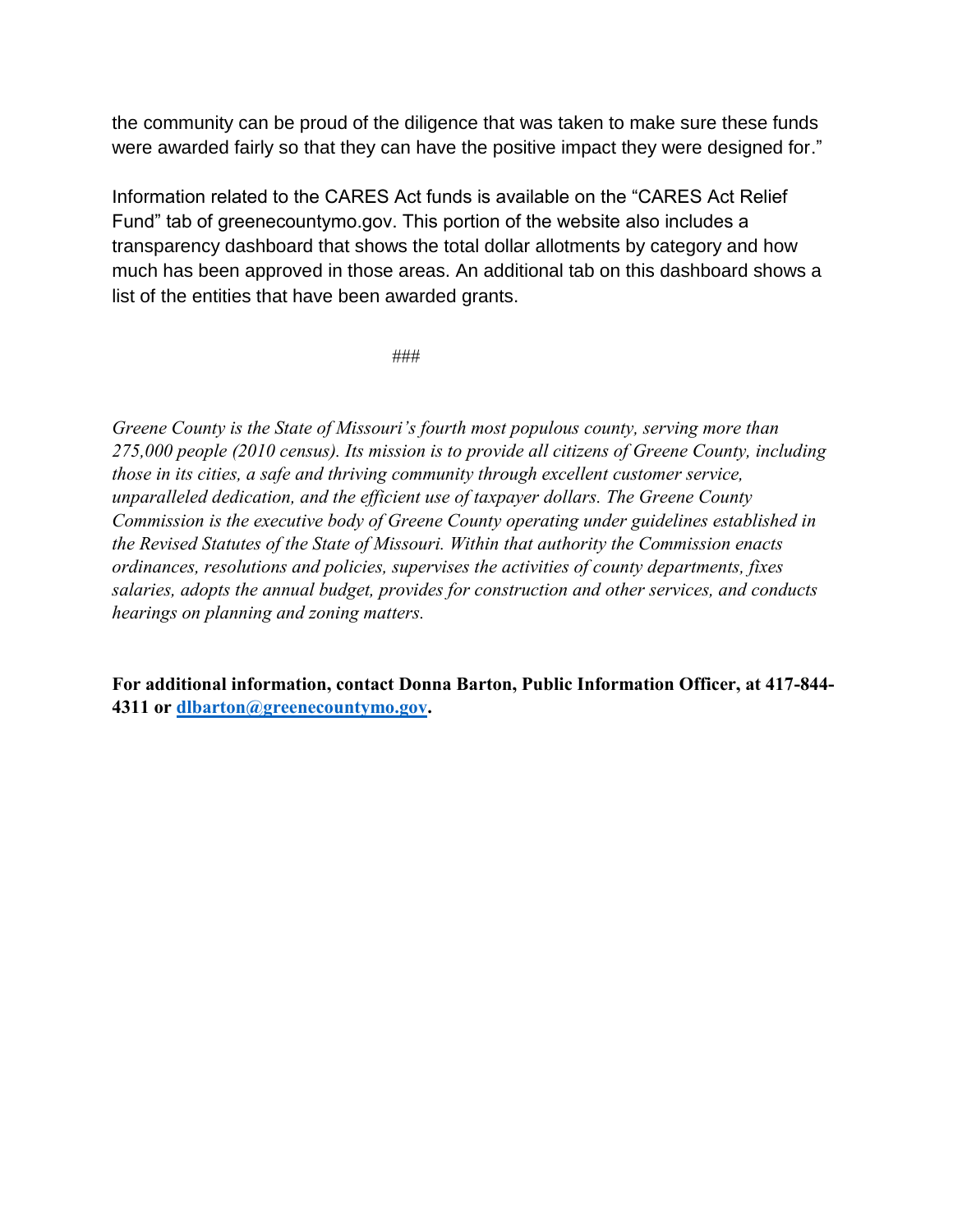the community can be proud of the diligence that was taken to make sure these funds were awarded fairly so that they can have the positive impact they were designed for."

Information related to the CARES Act funds is available on the "CARES Act Relief Fund" tab of greenecountymo.gov. This portion of the website also includes a transparency dashboard that shows the total dollar allotments by category and how much has been approved in those areas. An additional tab on this dashboard shows a list of the entities that have been awarded grants.

###

*Greene County is the State of Missouri's fourth most populous county, serving more than 275,000 people (2010 census). Its mission is to provide all citizens of Greene County, including those in its cities, a safe and thriving community through excellent customer service, unparalleled dedication, and the efficient use of taxpayer dollars. The Greene County Commission is the executive body of Greene County operating under guidelines established in the Revised Statutes of the State of Missouri. Within that authority the Commission enacts ordinances, resolutions and policies, supervises the activities of county departments, fixes salaries, adopts the annual budget, provides for construction and other services, and conducts hearings on planning and zoning matters.*

**For additional information, contact Donna Barton, Public Information Officer, at 417-844-4311 or [dlbarton@greenecountymo.gov](mailto:dlbarton@greenecountymo.gov).**